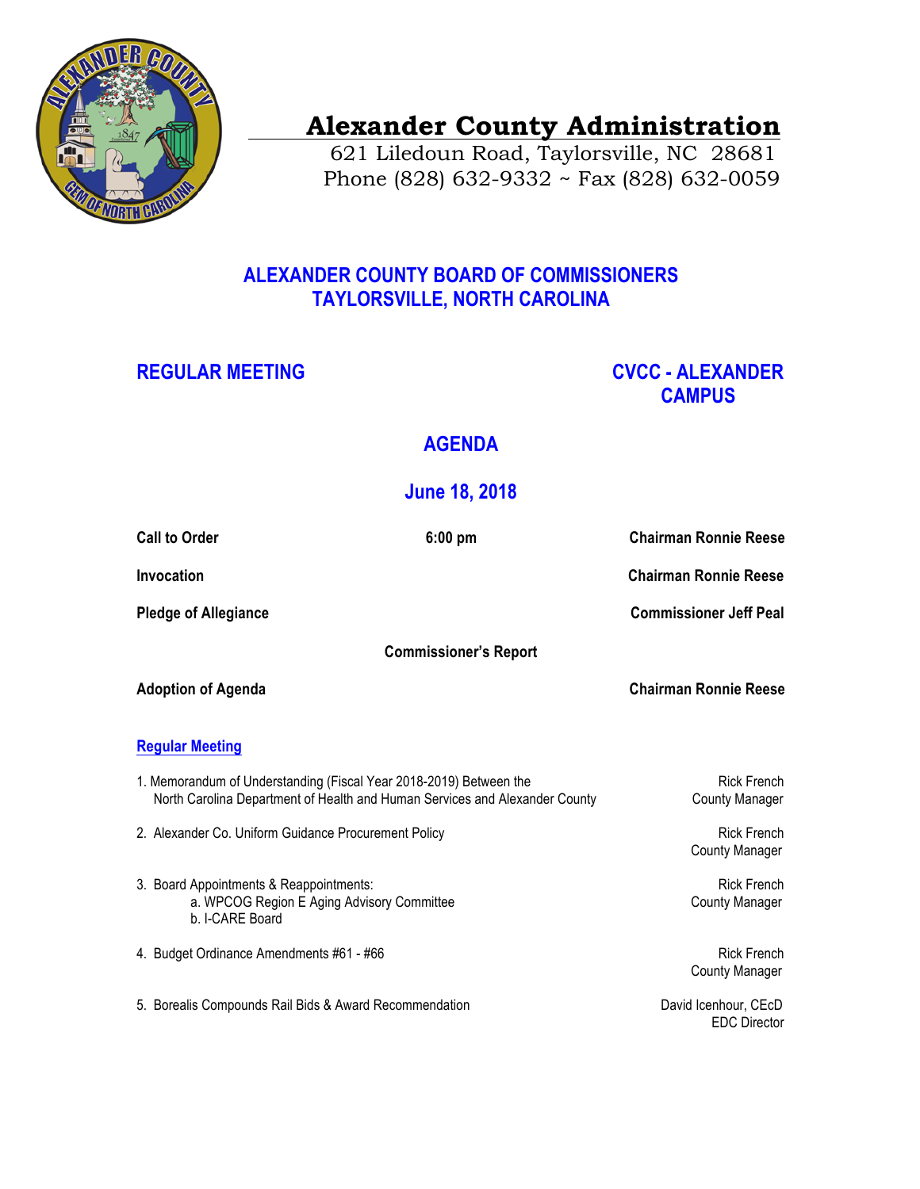# Alexander County Administration

621 Liledoun Road, Taylorsville, NC 28681
Phone (828) 632-9332 ~ Fax (828) 632-0059

## ALEXANDER COUNTY BOARD OF COMMISSIONERS
## TAYLORSVILLE, NORTH CAROLINA

**REGULAR MEETING** — **CVCC - ALEXANDER CAMPUS**

## AGENDA

## June 18, 2018

| | | |
|---|---|---|
| **Call to Order** | **6:00 pm** | **Chairman Ronnie Reese** |
| **Invocation** | | **Chairman Ronnie Reese** |
| **Pledge of Allegiance** | | **Commissioner Jeff Peal** |
| | **Commissioner's Report** | |
| **Adoption of Agenda** | | **Chairman Ronnie Reese** |

### Regular Meeting

1. Memorandum of Understanding (Fiscal Year 2018-2019) Between the North Carolina Department of Health and Human Services and Alexander County — Rick French, County Manager

2. Alexander Co. Uniform Guidance Procurement Policy — Rick French, County Manager

3. Board Appointments & Reappointments: — Rick French, County Manager
   a. WPCOG Region E Aging Advisory Committee
   b. I-CARE Board

4. Budget Ordinance Amendments #61 - #66 — Rick French, County Manager

5. Borealis Compounds Rail Bids & Award Recommendation — David Icenhour, CEcD, EDC Director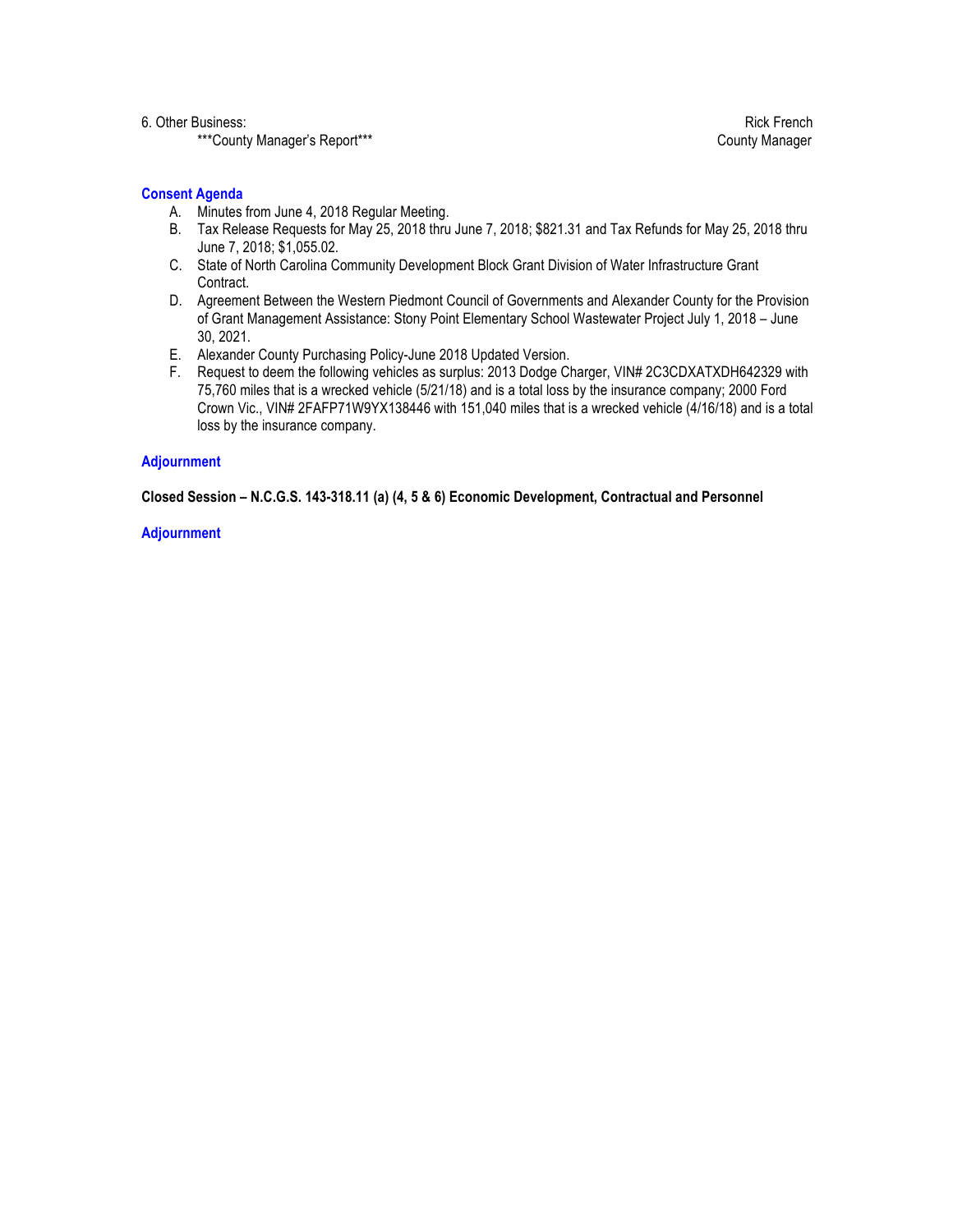6. Other Business: Rick French

***County Manager's Report*** County Manager

## Consent Agenda

A. Minutes from June 4, 2018 Regular Meeting.
B. Tax Release Requests for May 25, 2018 thru June 7, 2018; $821.31 and Tax Refunds for May 25, 2018 thru June 7, 2018; $1,055.02.
C. State of North Carolina Community Development Block Grant Division of Water Infrastructure Grant Contract.
D. Agreement Between the Western Piedmont Council of Governments and Alexander County for the Provision of Grant Management Assistance: Stony Point Elementary School Wastewater Project July 1, 2018 – June 30, 2021.
E. Alexander County Purchasing Policy-June 2018 Updated Version.
F. Request to deem the following vehicles as surplus: 2013 Dodge Charger, VIN# 2C3CDXATXDH642329 with 75,760 miles that is a wrecked vehicle (5/21/18) and is a total loss by the insurance company; 2000 Ford Crown Vic., VIN# 2FAFP71W9YX138446 with 151,040 miles that is a wrecked vehicle (4/16/18) and is a total loss by the insurance company.

## Adjournment

**Closed Session – N.C.G.S. 143-318.11 (a) (4, 5 & 6) Economic Development, Contractual and Personnel**

## Adjournment